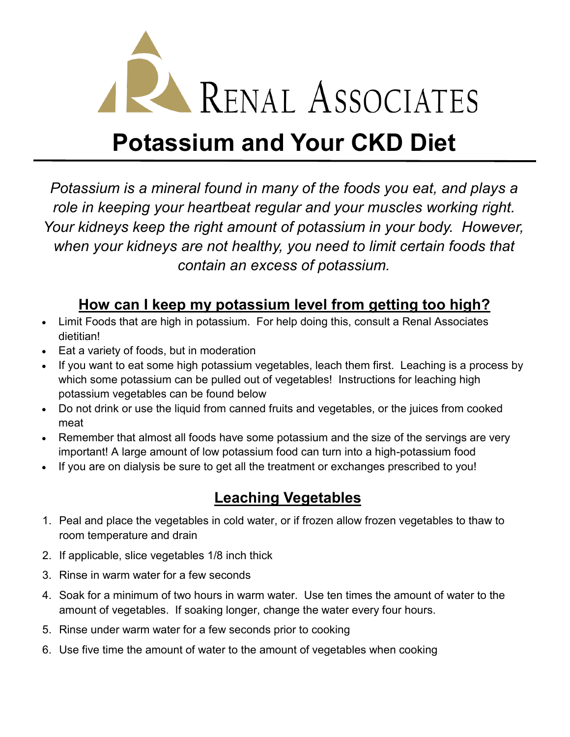RENAL ASSOCIATES

# Potassium and Your CKD Diet

*Potassium is a mineral found in many of the foods you eat, and plays a role in keeping your heartbeat regular and your muscles working right. Your kidneys keep the right amount of potassium in your body. However, when your kidneys are not healthy, you need to limit certain foods that contain an excess of potassium.*

## How can I keep my potassium level from getting too high?

- Limit Foods that are high in potassium. For help doing this, consult a Renal Associates dietitian!
- Eat a variety of foods, but in moderation
- If you want to eat some high potassium vegetables, leach them first. Leaching is a process by which some potassium can be pulled out of vegetables! Instructions for leaching high potassium vegetables can be found below
- Do not drink or use the liquid from canned fruits and vegetables, or the juices from cooked meat
- Remember that almost all foods have some potassium and the size of the servings are very important! A large amount of low potassium food can turn into a high-potassium food
- If you are on dialysis be sure to get all the treatment or exchanges prescribed to you!

## Leaching Vegetables

1. Peal and place the vegetables in cold water, or if frozen allow frozen vegetables to thaw to room temperature and drain
2. If applicable, slice vegetables 1/8 inch thick
3. Rinse in warm water for a few seconds
4. Soak for a minimum of two hours in warm water. Use ten times the amount of water to the amount of vegetables. If soaking longer, change the water every four hours.
5. Rinse under warm water for a few seconds prior to cooking
6. Use five time the amount of water to the amount of vegetables when cooking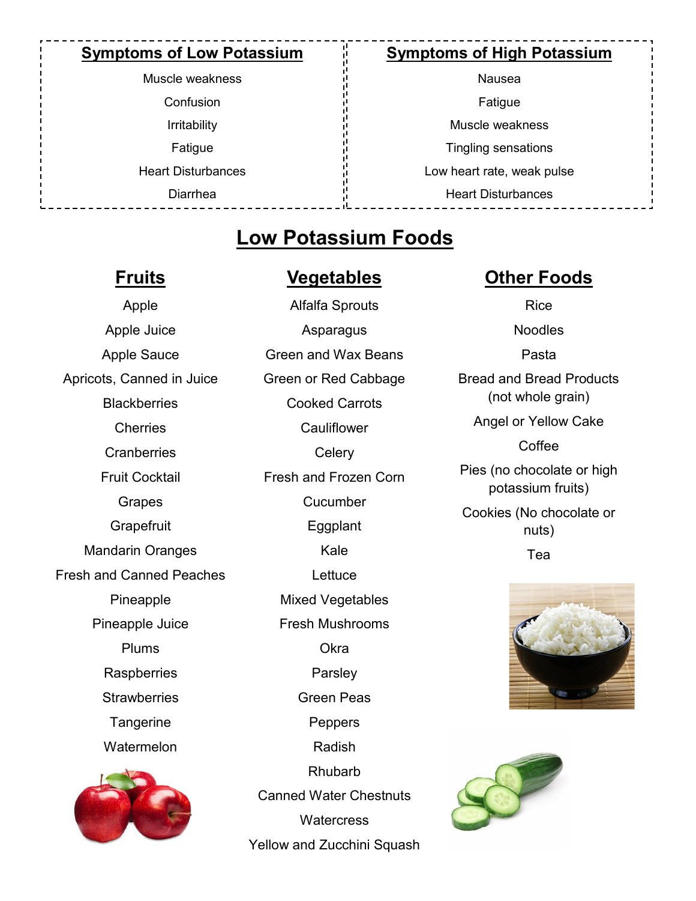## Symptoms of Low Potassium

- Muscle weakness
- Confusion
- Irritability
- Fatigue
- Heart Disturbances
- Diarrhea

## Symptoms of High Potassium

- Nausea
- Fatigue
- Muscle weakness
- Tingling sensations
- Low heart rate, weak pulse
- Heart Disturbances

# Low Potassium Foods

## Fruits

- Apple
- Apple Juice
- Apple Sauce
- Apricots, Canned in Juice
- Blackberries
- Cherries
- Cranberries
- Fruit Cocktail
- Grapes
- Grapefruit
- Mandarin Oranges
- Fresh and Canned Peaches
- Pineapple
- Pineapple Juice
- Plums
- Raspberries
- Strawberries
- Tangerine
- Watermelon

## Vegetables

- Alfalfa Sprouts
- Asparagus
- Green and Wax Beans
- Green or Red Cabbage
- Cooked Carrots
- Cauliflower
- Celery
- Fresh and Frozen Corn
- Cucumber
- Eggplant
- Kale
- Lettuce
- Mixed Vegetables
- Fresh Mushrooms
- Okra
- Parsley
- Green Peas
- Peppers
- Radish
- Rhubarb
- Canned Water Chestnuts
- Watercress
- Yellow and Zucchini Squash

## Other Foods

- Rice
- Noodles
- Pasta
- Bread and Bread Products (not whole grain)
- Angel or Yellow Cake
- Coffee
- Pies (no chocolate or high potassium fruits)
- Cookies (No chocolate or nuts)
- Tea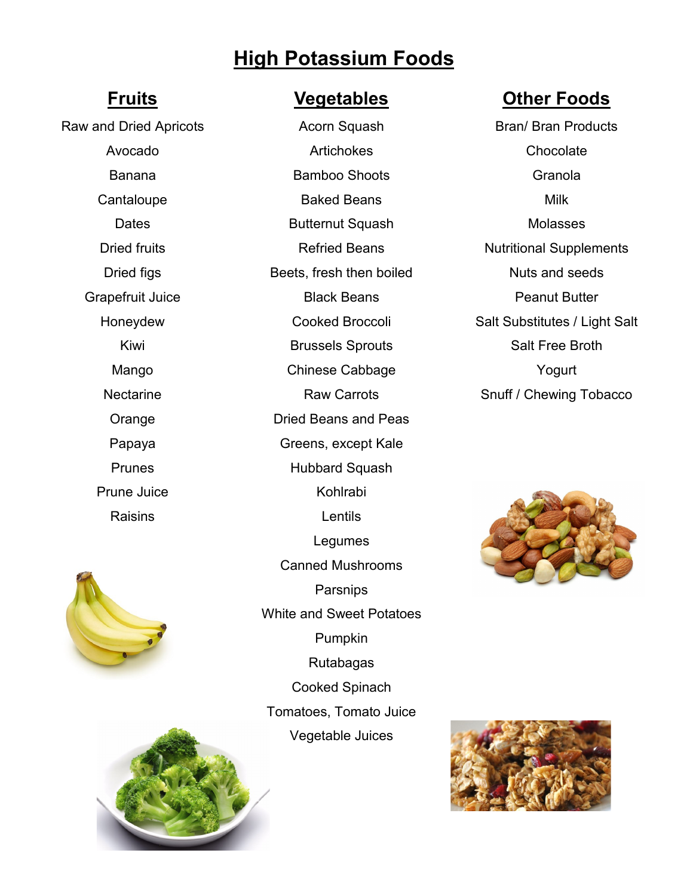# High Potassium Foods

## Fruits

- Raw and Dried Apricots
- Avocado
- Banana
- Cantaloupe
- Dates
- Dried fruits
- Dried figs
- Grapefruit Juice
- Honeydew
- Kiwi
- Mango
- Nectarine
- Orange
- Papaya
- Prunes
- Prune Juice
- Raisins

## Vegetables

- Acorn Squash
- Artichokes
- Bamboo Shoots
- Baked Beans
- Butternut Squash
- Refried Beans
- Beets, fresh then boiled
- Black Beans
- Cooked Broccoli
- Brussels Sprouts
- Chinese Cabbage
- Raw Carrots
- Dried Beans and Peas
- Greens, except Kale
- Hubbard Squash
- Kohlrabi
- Lentils
- Legumes
- Canned Mushrooms
- Parsnips
- White and Sweet Potatoes
- Pumpkin
- Rutabagas
- Cooked Spinach
- Tomatoes, Tomato Juice
- Vegetable Juices

## Other Foods

- Bran/ Bran Products
- Chocolate
- Granola
- Milk
- Molasses
- Nutritional Supplements
- Nuts and seeds
- Peanut Butter
- Salt Substitutes / Light Salt
- Salt Free Broth
- Yogurt
- Snuff / Chewing Tobacco